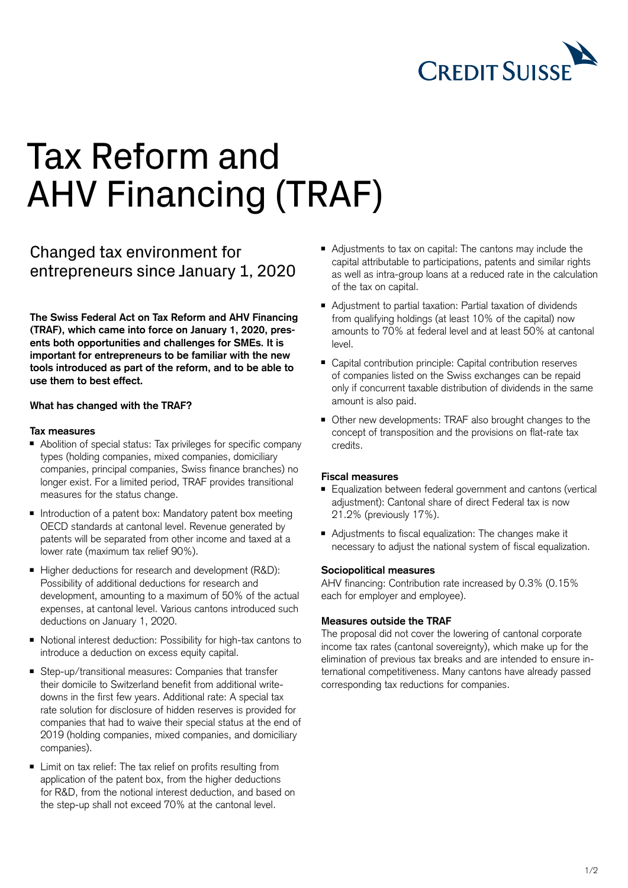# Tax Reform and AHV Financing (TRAF)

## Changed tax environment for entrepreneurs since January 1, 2020

**The Swiss Federal Act on Tax Reform and AHV Financing (TRAF), which came into force on January 1, 2020, presents both opportunities and challenges for SMEs. It is important for entrepreneurs to be familiar with the new tools introduced as part of the reform, and to be able to use them to best effect.**

**What has changed with the TRAF?**

**Tax measures**

- Abolition of special status: Tax privileges for specific company types (holding companies, mixed companies, domiciliary companies, principal companies, Swiss finance branches) no longer exist. For a limited period, TRAF provides transitional measures for the status change.
- Introduction of a patent box: Mandatory patent box meeting OECD standards at cantonal level. Revenue generated by patents will be separated from other income and taxed at a lower rate (maximum tax relief 90%).
- Higher deductions for research and development (R&D): Possibility of additional deductions for research and development, amounting to a maximum of 50% of the actual expenses, at cantonal level. Various cantons introduced such deductions on January 1, 2020.
- Notional interest deduction: Possibility for high-tax cantons to introduce a deduction on excess equity capital.
- Step-up/transitional measures: Companies that transfer their domicile to Switzerland benefit from additional write-downs in the first few years. Additional rate: A special tax rate solution for disclosure of hidden reserves is provided for companies that had to waive their special status at the end of 2019 (holding companies, mixed companies, and domiciliary companies).
- Limit on tax relief: The tax relief on profits resulting from application of the patent box, from the higher deductions for R&D, from the notional interest deduction, and based on the step-up shall not exceed 70% at the cantonal level.
- Adjustments to tax on capital: The cantons may include the capital attributable to participations, patents and similar rights as well as intra-group loans at a reduced rate in the calculation of the tax on capital.
- Adjustment to partial taxation: Partial taxation of dividends from qualifying holdings (at least 10% of the capital) now amounts to 70% at federal level and at least 50% at cantonal level.
- Capital contribution principle: Capital contribution reserves of companies listed on the Swiss exchanges can be repaid only if concurrent taxable distribution of dividends in the same amount is also paid.
- Other new developments: TRAF also brought changes to the concept of transposition and the provisions on flat-rate tax credits.

**Fiscal measures**

- Equalization between federal government and cantons (vertical adjustment): Cantonal share of direct Federal tax is now 21.2% (previously 17%).
- Adjustments to fiscal equalization: The changes make it necessary to adjust the national system of fiscal equalization.

**Sociopolitical measures**

AHV financing: Contribution rate increased by 0.3% (0.15% each for employer and employee).

**Measures outside the TRAF**

The proposal did not cover the lowering of cantonal corporate income tax rates (cantonal sovereignty), which make up for the elimination of previous tax breaks and are intended to ensure international competitiveness. Many cantons have already passed corresponding tax reductions for companies.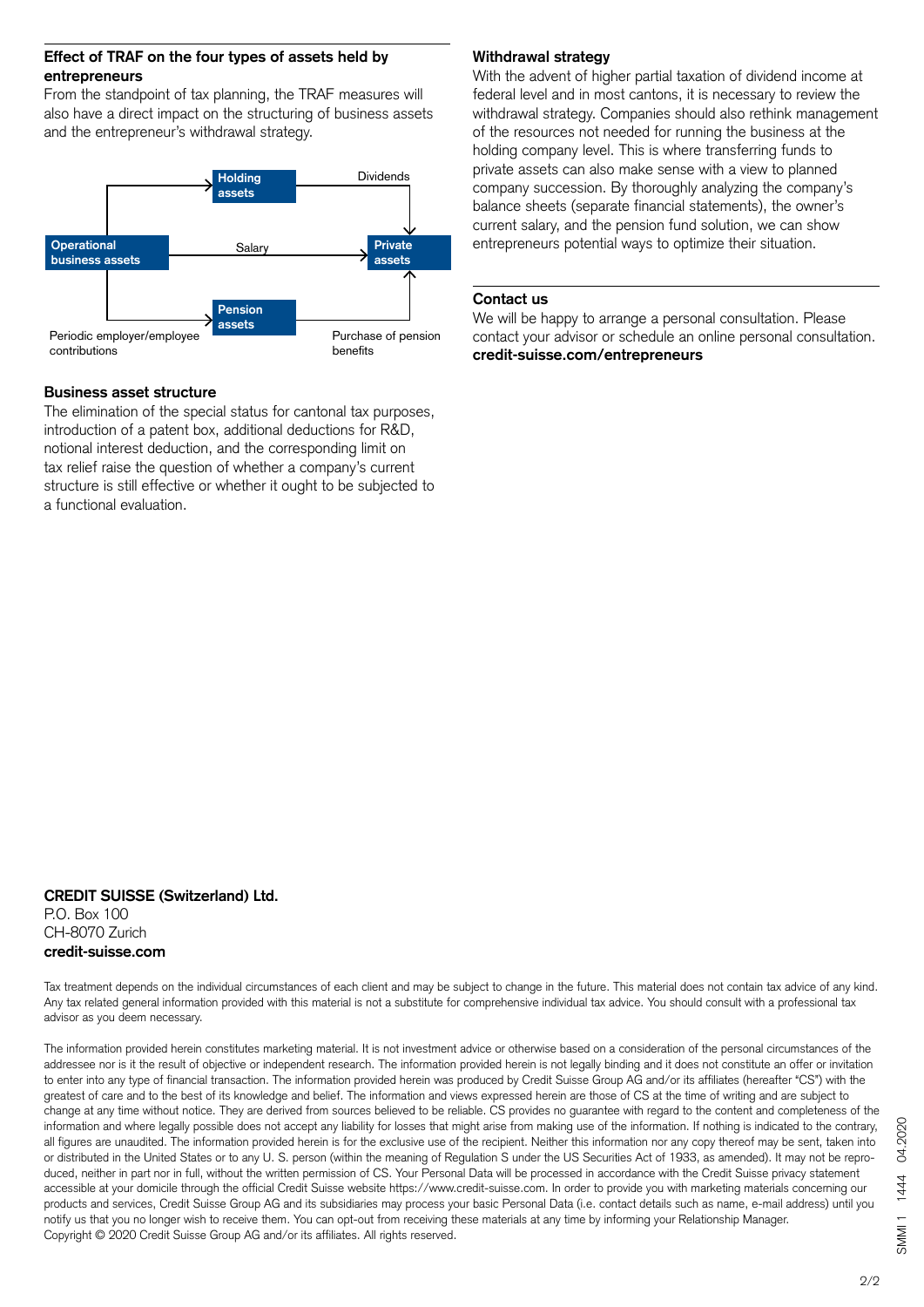## Effect of TRAF on the four types of assets held by entrepreneurs

From the standpoint of tax planning, the TRAF measures will also have a direct impact on the structuring of business assets and the entrepreneur's withdrawal strategy.

Holding assets

Dividends

Operational business assets

Salary

Private assets

Pension assets

Periodic employer/employee contributions

Purchase of pension benefits

## Business asset structure

The elimination of the special status for cantonal tax purposes, introduction of a patent box, additional deductions for R&D, notional interest deduction, and the corresponding limit on tax relief raise the question of whether a company's current structure is still effective or whether it ought to be subjected to a functional evaluation.

## Withdrawal strategy

With the advent of higher partial taxation of dividend income at federal level and in most cantons, it is necessary to review the withdrawal strategy. Companies should also rethink management of the resources not needed for running the business at the holding company level. This is where transferring funds to private assets can also make sense with a view to planned company succession. By thoroughly analyzing the company's balance sheets (separate financial statements), the owner's current salary, and the pension fund solution, we can show entrepreneurs potential ways to optimize their situation.

## Contact us

We will be happy to arrange a personal consultation. Please contact your advisor or schedule an online personal consultation.
**credit-suisse.com/entrepreneurs**

**CREDIT SUISSE (Switzerland) Ltd.**
P.O. Box 100
CH-8070 Zurich
**credit-suisse.com**

Tax treatment depends on the individual circumstances of each client and may be subject to change in the future. This material does not contain tax advice of any kind. Any tax related general information provided with this material is not a substitute for comprehensive individual tax advice. You should consult with a professional tax advisor as you deem necessary.

The information provided herein constitutes marketing material. It is not investment advice or otherwise based on a consideration of the personal circumstances of the addressee nor is it the result of objective or independent research. The information provided herein is not legally binding and it does not constitute an offer or invitation to enter into any type of financial transaction. The information provided herein was produced by Credit Suisse Group AG and/or its affiliates (hereafter "CS") with the greatest of care and to the best of its knowledge and belief. The information and views expressed herein are those of CS at the time of writing and are subject to change at any time without notice. They are derived from sources believed to be reliable. CS provides no guarantee with regard to the content and completeness of the information and where legally possible does not accept any liability for losses that might arise from making use of the information. If nothing is indicated to the contrary, all figures are unaudited. The information provided herein is for the exclusive use of the recipient. Neither this information nor any copy thereof may be sent, taken into or distributed in the United States or to any U. S. person (within the meaning of Regulation S under the US Securities Act of 1933, as amended). It may not be reproduced, neither in part nor in full, without the written permission of CS. Your Personal Data will be processed in accordance with the Credit Suisse privacy statement accessible at your domicile through the official Credit Suisse website https://www.credit-suisse.com. In order to provide you with marketing materials concerning our products and services, Credit Suisse Group AG and its subsidiaries may process your basic Personal Data (i.e. contact details such as name, e-mail address) until you notify us that you no longer wish to receive them. You can opt-out from receiving these materials at any time by informing your Relationship Manager.
Copyright © 2020 Credit Suisse Group AG and/or its affiliates. All rights reserved.

SMMI 1 1444 04.2020